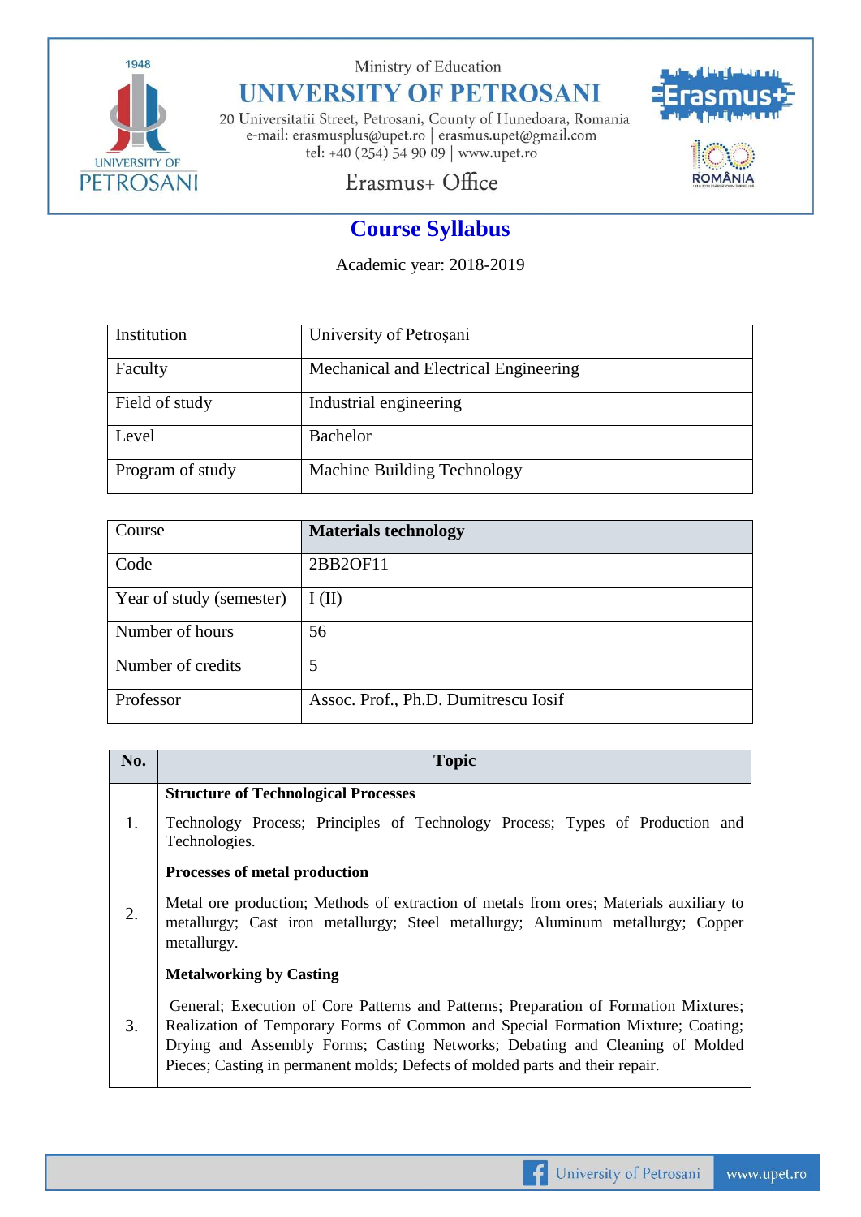Ministry of Education

# UNIVERSITY OF PETROSANI

20 Universitatii Street, Petrosani, County of Hunedoara, Romania
e-mail: erasmusplus@upet.ro | erasmus.upet@gmail.com
tel: +40 (254) 54 90 09 | www.upet.ro

Erasmus+ Office

## Course Syllabus

Academic year: 2018-2019

| | |
|---|---|
| Institution | University of Petroşani |
| Faculty | Mechanical and Electrical Engineering |
| Field of study | Industrial engineering |
| Level | Bachelor |
| Program of study | Machine Building Technology |

| | |
|---|---|
| Course | **Materials technology** |
| Code | 2BB2OF11 |
| Year of study (semester) | I (II) |
| Number of hours | 56 |
| Number of credits | 5 |
| Professor | Assoc. Prof., Ph.D. Dumitrescu Iosif |

| No. | Topic |
|---|---|
| 1. | **Structure of Technological Processes**<br>Technology Process; Principles of Technology Process; Types of Production and Technologies. |
| 2. | **Processes of metal production**<br>Metal ore production; Methods of extraction of metals from ores; Materials auxiliary to metallurgy; Cast iron metallurgy; Steel metallurgy; Aluminum metallurgy; Copper metallurgy. |
| 3. | **Metalworking by Casting**<br>General; Execution of Core Patterns and Patterns; Preparation of Formation Mixtures; Realization of Temporary Forms of Common and Special Formation Mixture; Coating; Drying and Assembly Forms; Casting Networks; Debating and Cleaning of Molded Pieces; Casting in permanent molds; Defects of molded parts and their repair. |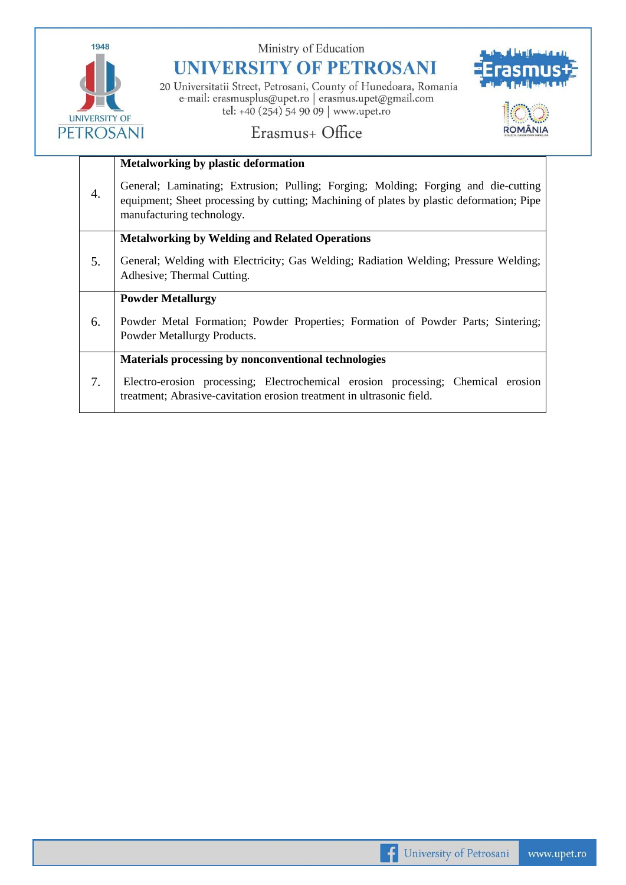| | |
|---|---|
| 4. | **Metalworking by plastic deformation**<br><br>General; Laminating; Extrusion; Pulling; Forging; Molding; Forging and die-cutting equipment; Sheet processing by cutting; Machining of plates by plastic deformation; Pipe manufacturing technology. |
| 5. | **Metalworking by Welding and Related Operations**<br><br>General; Welding with Electricity; Gas Welding; Radiation Welding; Pressure Welding; Adhesive; Thermal Cutting. |
| 6. | **Powder Metallurgy**<br><br>Powder Metal Formation; Powder Properties; Formation of Powder Parts; Sintering; Powder Metallurgy Products. |
| 7. | **Materials processing by nonconventional technologies**<br><br>Electro-erosion processing; Electrochemical erosion processing; Chemical erosion treatment; Abrasive-cavitation erosion treatment in ultrasonic field. |